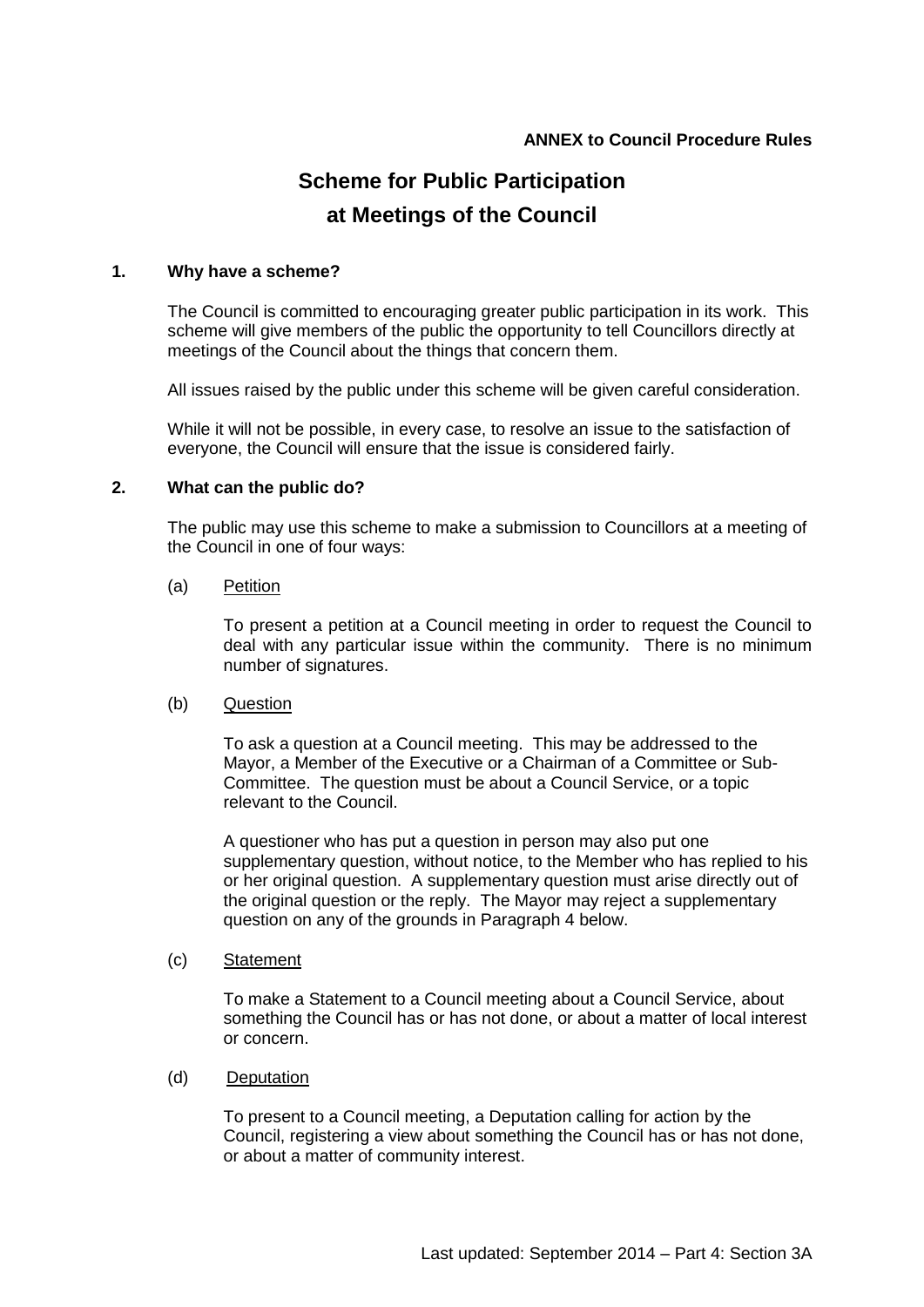**ANNEX to Council Procedure Rules**

# Scheme for Public Participation at Meetings of the Council

## 1. Why have a scheme?

The Council is committed to encouraging greater public participation in its work. This scheme will give members of the public the opportunity to tell Councillors directly at meetings of the Council about the things that concern them.

All issues raised by the public under this scheme will be given careful consideration.

While it will not be possible, in every case, to resolve an issue to the satisfaction of everyone, the Council will ensure that the issue is considered fairly.

## 2. What can the public do?

The public may use this scheme to make a submission to Councillors at a meeting of the Council in one of four ways:

(a) Petition

To present a petition at a Council meeting in order to request the Council to deal with any particular issue within the community. There is no minimum number of signatures.

(b) Question

To ask a question at a Council meeting. This may be addressed to the Mayor, a Member of the Executive or a Chairman of a Committee or Sub-Committee. The question must be about a Council Service, or a topic relevant to the Council.

A questioner who has put a question in person may also put one supplementary question, without notice, to the Member who has replied to his or her original question. A supplementary question must arise directly out of the original question or the reply. The Mayor may reject a supplementary question on any of the grounds in Paragraph 4 below.

(c) Statement

To make a Statement to a Council meeting about a Council Service, about something the Council has or has not done, or about a matter of local interest or concern.

(d) Deputation

To present to a Council meeting, a Deputation calling for action by the Council, registering a view about something the Council has or has not done, or about a matter of community interest.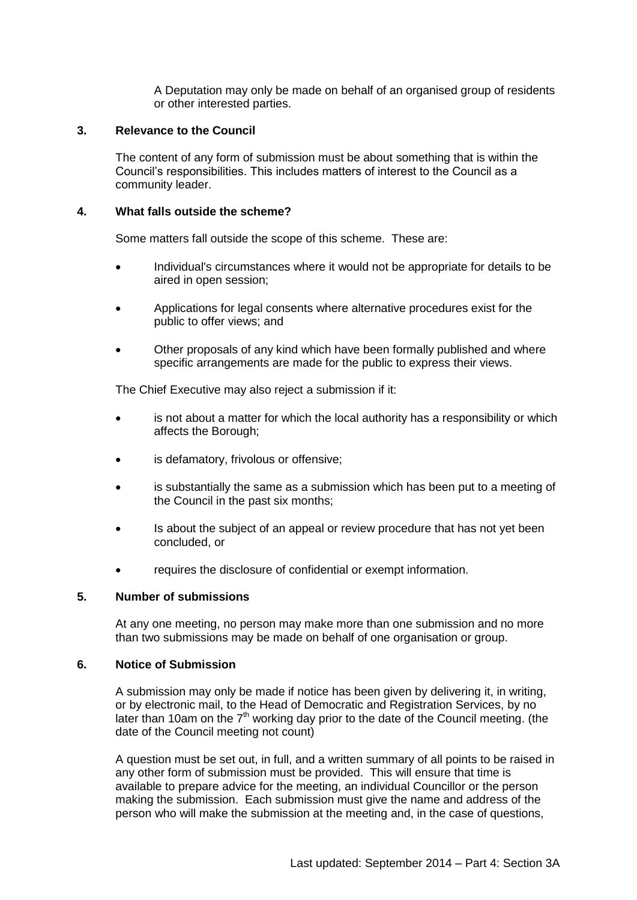A Deputation may only be made on behalf of an organised group of residents or other interested parties.

## 3. Relevance to the Council

The content of any form of submission must be about something that is within the Council's responsibilities. This includes matters of interest to the Council as a community leader.

## 4. What falls outside the scheme?

Some matters fall outside the scope of this scheme. These are:

- Individual's circumstances where it would not be appropriate for details to be aired in open session;
- Applications for legal consents where alternative procedures exist for the public to offer views; and
- Other proposals of any kind which have been formally published and where specific arrangements are made for the public to express their views.

The Chief Executive may also reject a submission if it:

- is not about a matter for which the local authority has a responsibility or which affects the Borough;
- is defamatory, frivolous or offensive;
- is substantially the same as a submission which has been put to a meeting of the Council in the past six months;
- Is about the subject of an appeal or review procedure that has not yet been concluded, or
- requires the disclosure of confidential or exempt information.

## 5. Number of submissions

At any one meeting, no person may make more than one submission and no more than two submissions may be made on behalf of one organisation or group.

## 6. Notice of Submission

A submission may only be made if notice has been given by delivering it, in writing, or by electronic mail, to the Head of Democratic and Registration Services, by no later than 10am on the 7th working day prior to the date of the Council meeting. (the date of the Council meeting not count)

A question must be set out, in full, and a written summary of all points to be raised in any other form of submission must be provided. This will ensure that time is available to prepare advice for the meeting, an individual Councillor or the person making the submission. Each submission must give the name and address of the person who will make the submission at the meeting and, in the case of questions,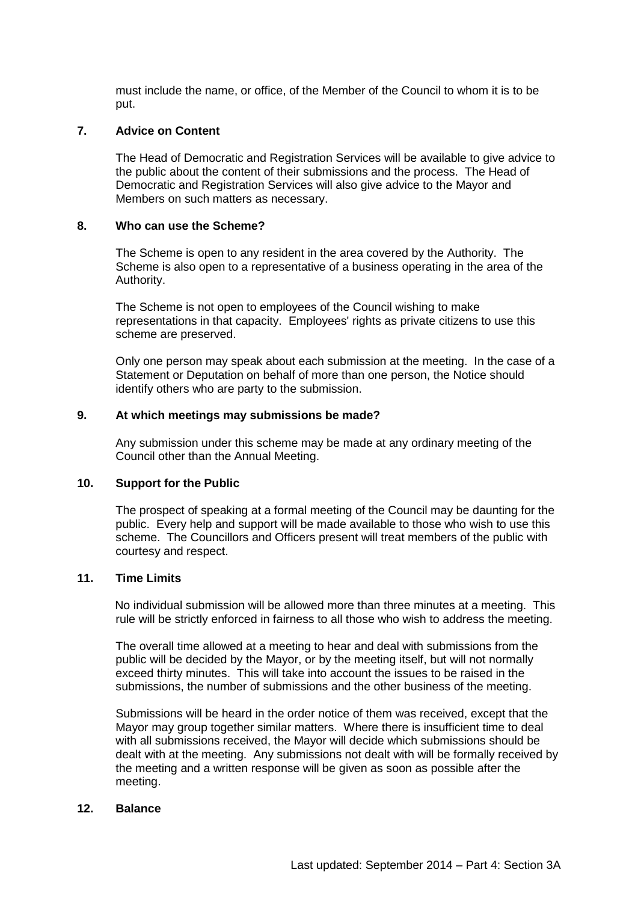must include the name, or office, of the Member of the Council to whom it is to be put.

**7. Advice on Content**

The Head of Democratic and Registration Services will be available to give advice to the public about the content of their submissions and the process. The Head of Democratic and Registration Services will also give advice to the Mayor and Members on such matters as necessary.

**8. Who can use the Scheme?**

The Scheme is open to any resident in the area covered by the Authority. The Scheme is also open to a representative of a business operating in the area of the Authority.

The Scheme is not open to employees of the Council wishing to make representations in that capacity. Employees' rights as private citizens to use this scheme are preserved.

Only one person may speak about each submission at the meeting. In the case of a Statement or Deputation on behalf of more than one person, the Notice should identify others who are party to the submission.

**9. At which meetings may submissions be made?**

Any submission under this scheme may be made at any ordinary meeting of the Council other than the Annual Meeting.

**10. Support for the Public**

The prospect of speaking at a formal meeting of the Council may be daunting for the public. Every help and support will be made available to those who wish to use this scheme. The Councillors and Officers present will treat members of the public with courtesy and respect.

**11. Time Limits**

No individual submission will be allowed more than three minutes at a meeting. This rule will be strictly enforced in fairness to all those who wish to address the meeting.

The overall time allowed at a meeting to hear and deal with submissions from the public will be decided by the Mayor, or by the meeting itself, but will not normally exceed thirty minutes. This will take into account the issues to be raised in the submissions, the number of submissions and the other business of the meeting.

Submissions will be heard in the order notice of them was received, except that the Mayor may group together similar matters. Where there is insufficient time to deal with all submissions received, the Mayor will decide which submissions should be dealt with at the meeting. Any submissions not dealt with will be formally received by the meeting and a written response will be given as soon as possible after the meeting.

**12. Balance**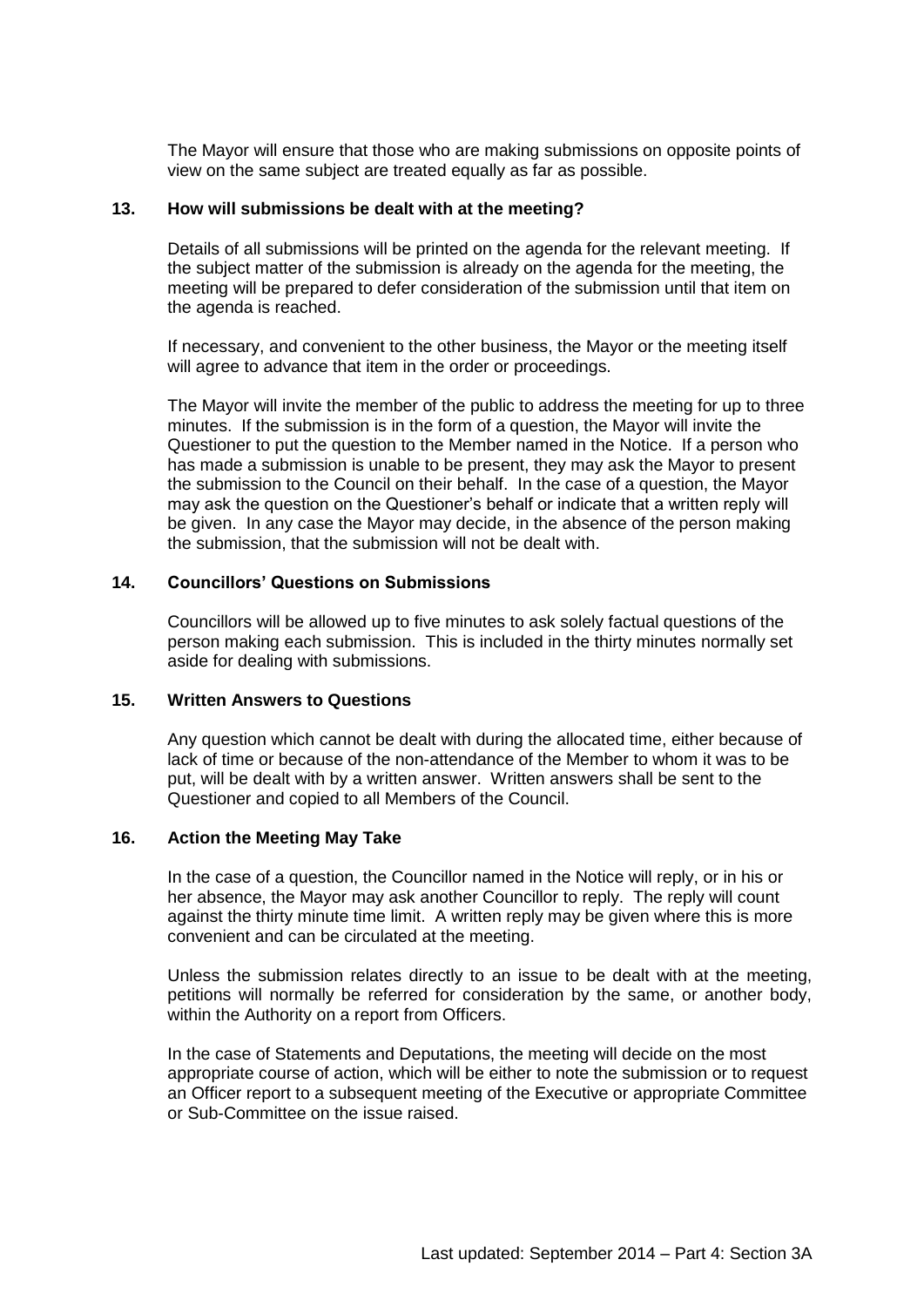The Mayor will ensure that those who are making submissions on opposite points of view on the same subject are treated equally as far as possible.

## 13. How will submissions be dealt with at the meeting?

Details of all submissions will be printed on the agenda for the relevant meeting. If the subject matter of the submission is already on the agenda for the meeting, the meeting will be prepared to defer consideration of the submission until that item on the agenda is reached.

If necessary, and convenient to the other business, the Mayor or the meeting itself will agree to advance that item in the order or proceedings.

The Mayor will invite the member of the public to address the meeting for up to three minutes. If the submission is in the form of a question, the Mayor will invite the Questioner to put the question to the Member named in the Notice. If a person who has made a submission is unable to be present, they may ask the Mayor to present the submission to the Council on their behalf. In the case of a question, the Mayor may ask the question on the Questioner's behalf or indicate that a written reply will be given. In any case the Mayor may decide, in the absence of the person making the submission, that the submission will not be dealt with.

## 14. Councillors' Questions on Submissions

Councillors will be allowed up to five minutes to ask solely factual questions of the person making each submission. This is included in the thirty minutes normally set aside for dealing with submissions.

## 15. Written Answers to Questions

Any question which cannot be dealt with during the allocated time, either because of lack of time or because of the non-attendance of the Member to whom it was to be put, will be dealt with by a written answer. Written answers shall be sent to the Questioner and copied to all Members of the Council.

## 16. Action the Meeting May Take

In the case of a question, the Councillor named in the Notice will reply, or in his or her absence, the Mayor may ask another Councillor to reply. The reply will count against the thirty minute time limit. A written reply may be given where this is more convenient and can be circulated at the meeting.

Unless the submission relates directly to an issue to be dealt with at the meeting, petitions will normally be referred for consideration by the same, or another body, within the Authority on a report from Officers.

In the case of Statements and Deputations, the meeting will decide on the most appropriate course of action, which will be either to note the submission or to request an Officer report to a subsequent meeting of the Executive or appropriate Committee or Sub-Committee on the issue raised.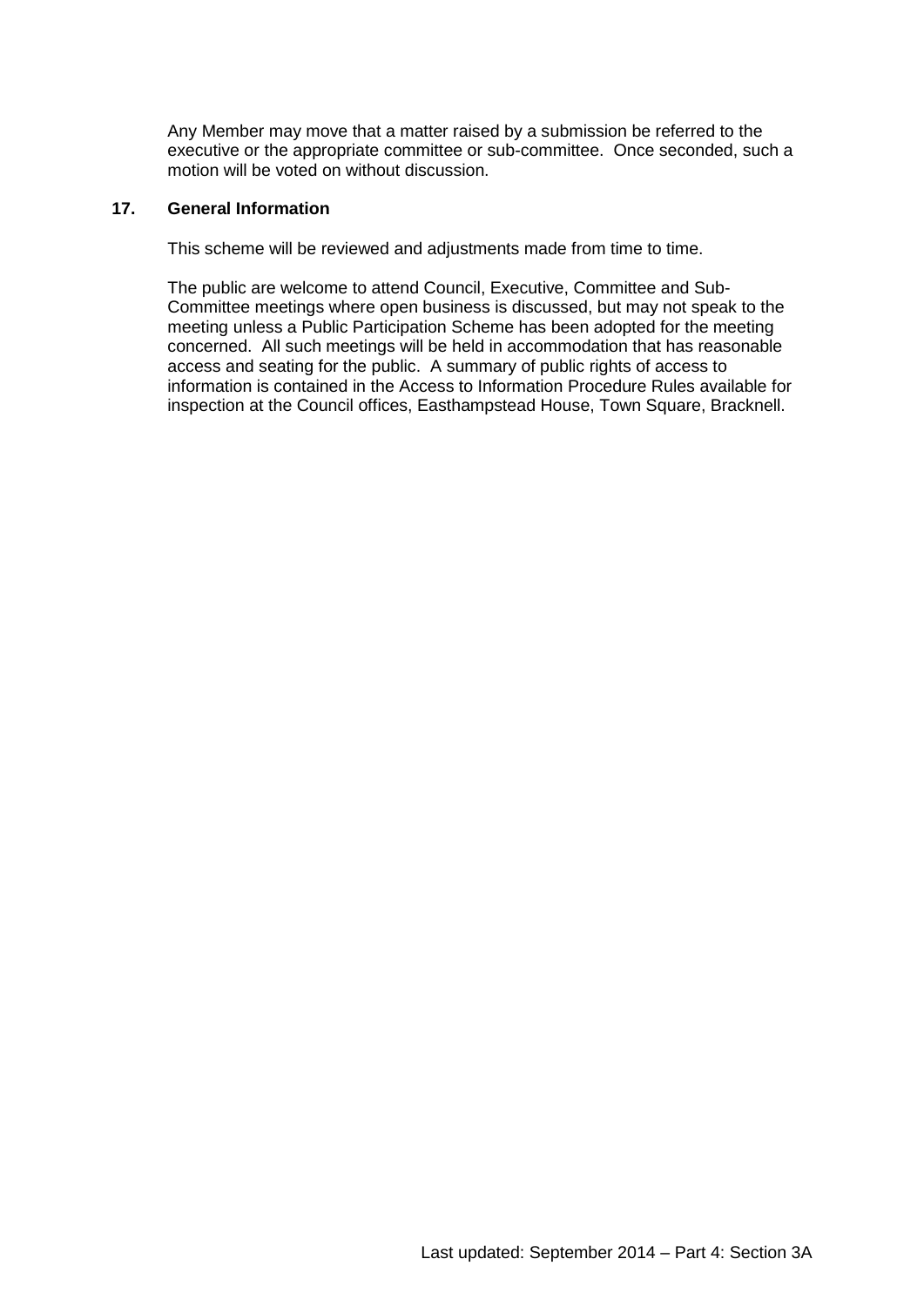Any Member may move that a matter raised by a submission be referred to the executive or the appropriate committee or sub-committee. Once seconded, such a motion will be voted on without discussion.

### 17. General Information

This scheme will be reviewed and adjustments made from time to time.

The public are welcome to attend Council, Executive, Committee and Sub-Committee meetings where open business is discussed, but may not speak to the meeting unless a Public Participation Scheme has been adopted for the meeting concerned. All such meetings will be held in accommodation that has reasonable access and seating for the public. A summary of public rights of access to information is contained in the Access to Information Procedure Rules available for inspection at the Council offices, Easthampstead House, Town Square, Bracknell.